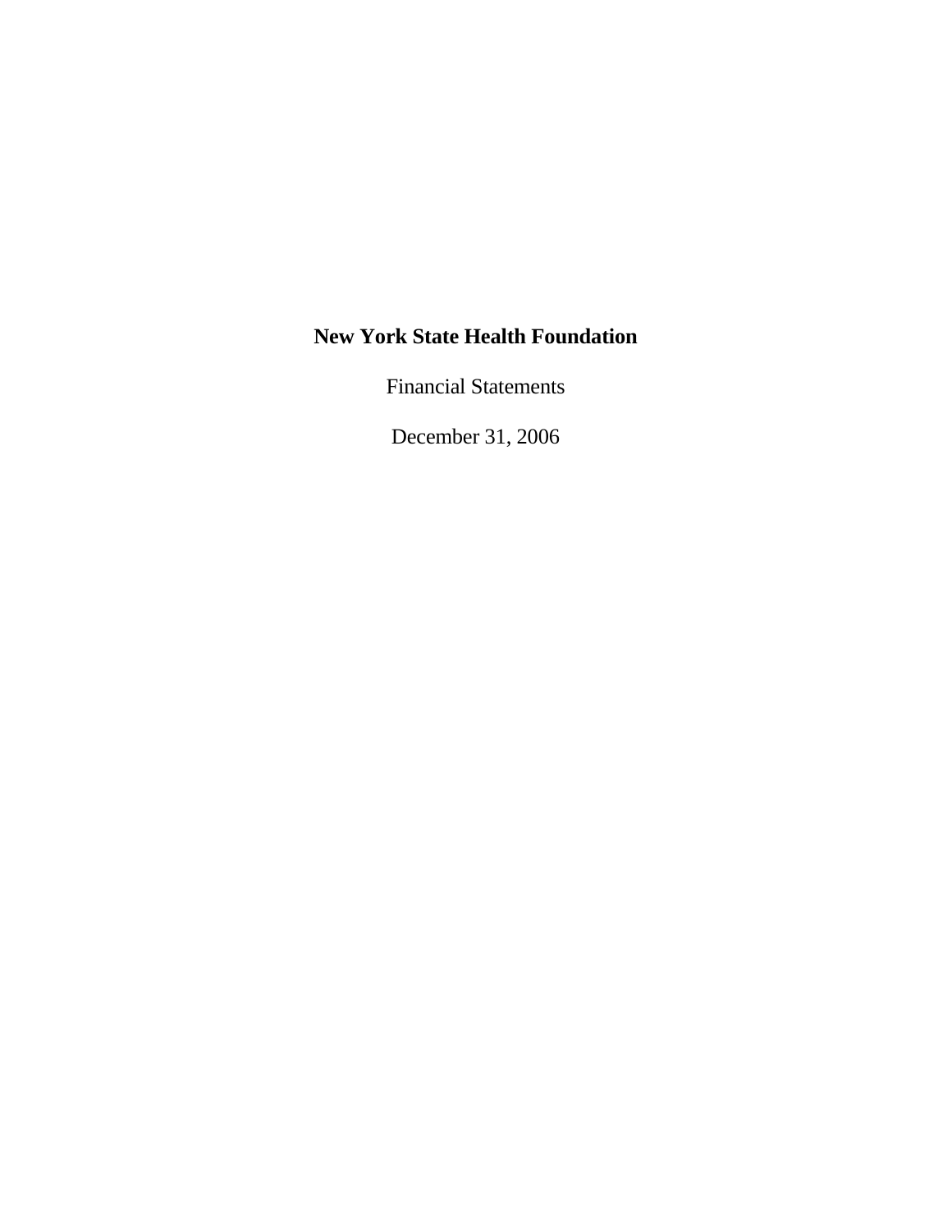# New York State Health Foundation

Financial Statements

December 31, 2006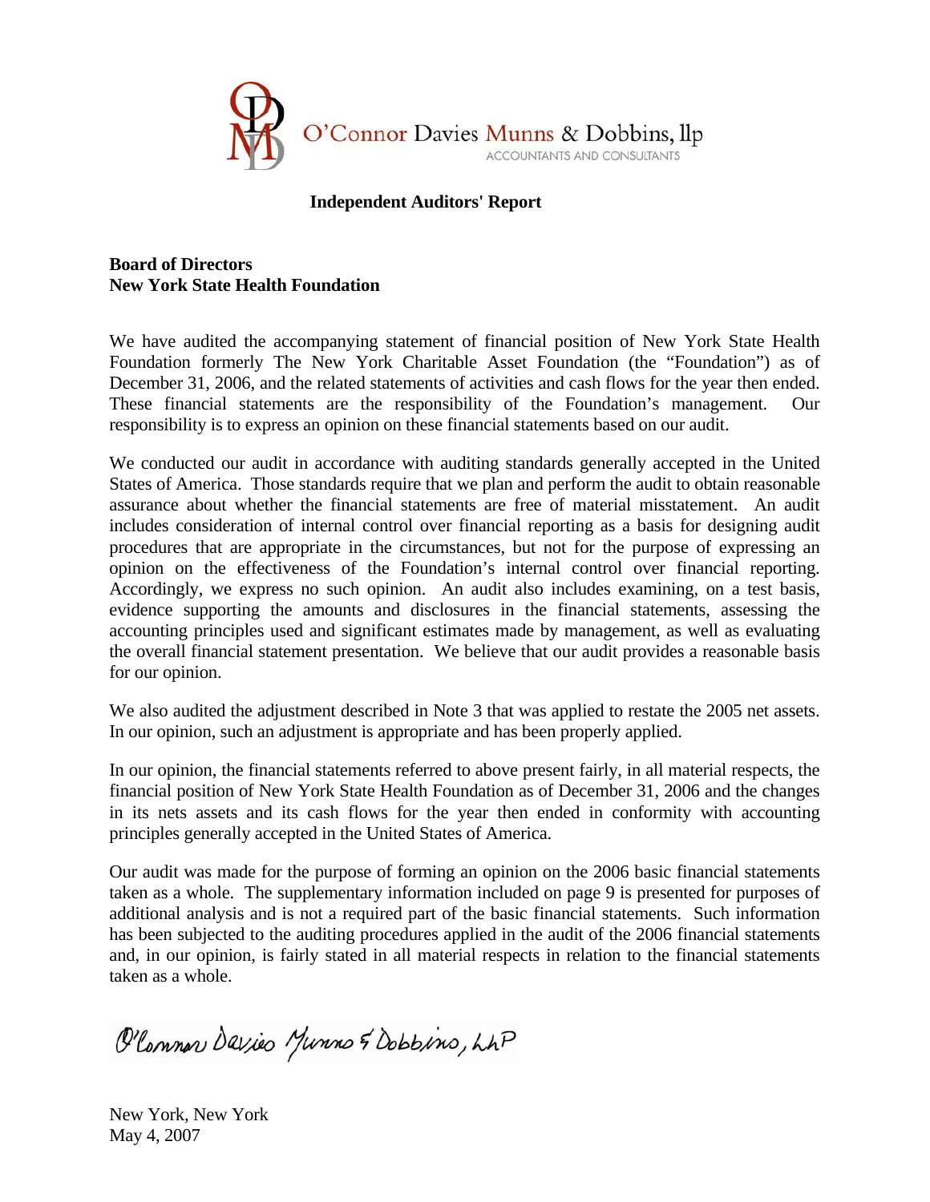O'Connor Davies Munns & Dobbins, llp

ACCOUNTANTS AND CONSULTANTS

**Independent Auditors' Report**

**Board of Directors**
**New York State Health Foundation**

We have audited the accompanying statement of financial position of New York State Health Foundation formerly The New York Charitable Asset Foundation (the "Foundation") as of December 31, 2006, and the related statements of activities and cash flows for the year then ended. These financial statements are the responsibility of the Foundation's management. Our responsibility is to express an opinion on these financial statements based on our audit.

We conducted our audit in accordance with auditing standards generally accepted in the United States of America. Those standards require that we plan and perform the audit to obtain reasonable assurance about whether the financial statements are free of material misstatement. An audit includes consideration of internal control over financial reporting as a basis for designing audit procedures that are appropriate in the circumstances, but not for the purpose of expressing an opinion on the effectiveness of the Foundation's internal control over financial reporting. Accordingly, we express no such opinion. An audit also includes examining, on a test basis, evidence supporting the amounts and disclosures in the financial statements, assessing the accounting principles used and significant estimates made by management, as well as evaluating the overall financial statement presentation. We believe that our audit provides a reasonable basis for our opinion.

We also audited the adjustment described in Note 3 that was applied to restate the 2005 net assets. In our opinion, such an adjustment is appropriate and has been properly applied.

In our opinion, the financial statements referred to above present fairly, in all material respects, the financial position of New York State Health Foundation as of December 31, 2006 and the changes in its nets assets and its cash flows for the year then ended in conformity with accounting principles generally accepted in the United States of America.

Our audit was made for the purpose of forming an opinion on the 2006 basic financial statements taken as a whole. The supplementary information included on page 9 is presented for purposes of additional analysis and is not a required part of the basic financial statements. Such information has been subjected to the auditing procedures applied in the audit of the 2006 financial statements and, in our opinion, is fairly stated in all material respects in relation to the financial statements taken as a whole.

O'Connor Davies Munns & Dobbins, LLP

New York, New York
May 4, 2007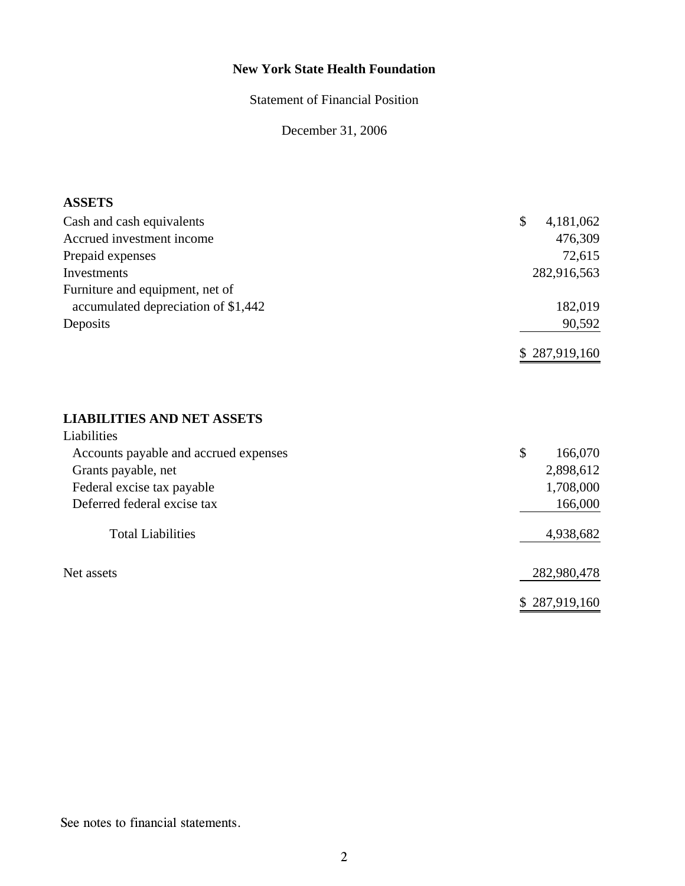# New York State Health Foundation

Statement of Financial Position

December 31, 2006

| | |
|---|---|
| **ASSETS** | |
| Cash and cash equivalents | $ 4,181,062 |
| Accrued investment income | 476,309 |
| Prepaid expenses | 72,615 |
| Investments | 282,916,563 |
| Furniture and equipment, net of accumulated depreciation of $1,442 | 182,019 |
| Deposits | 90,592 |
| | $ 287,919,160 |

| | |
|---|---|
| **LIABILITIES AND NET ASSETS** | |
| Liabilities | |
| Accounts payable and accrued expenses | $ 166,070 |
| Grants payable, net | 2,898,612 |
| Federal excise tax payable | 1,708,000 |
| Deferred federal excise tax | 166,000 |
| Total Liabilities | 4,938,682 |
| Net assets | 282,980,478 |
| | $ 287,919,160 |

See notes to financial statements.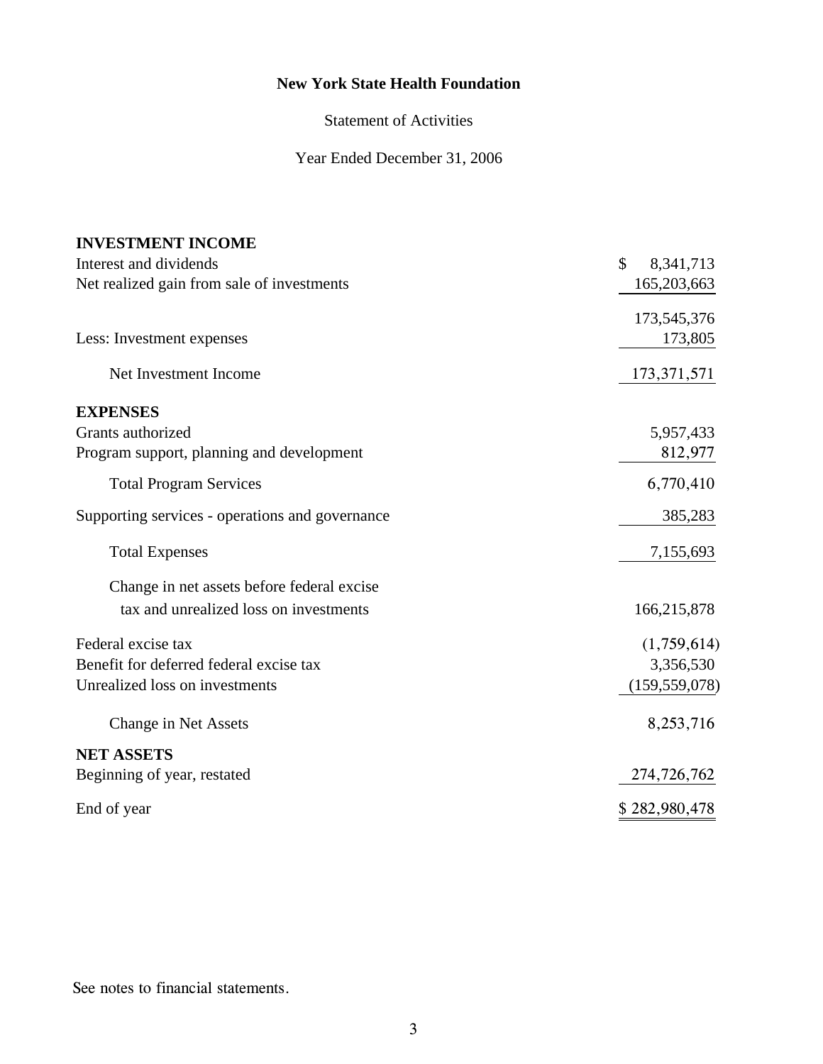# New York State Health Foundation

Statement of Activities

Year Ended December 31, 2006

| | |
|---|---|
| **INVESTMENT INCOME** | |
| Interest and dividends | $ 8,341,713 |
| Net realized gain from sale of investments | 165,203,663 |
| | 173,545,376 |
| Less: Investment expenses | 173,805 |
| Net Investment Income | 173,371,571 |
| **EXPENSES** | |
| Grants authorized | 5,957,433 |
| Program support, planning and development | 812,977 |
| Total Program Services | 6,770,410 |
| Supporting services - operations and governance | 385,283 |
| Total Expenses | 7,155,693 |
| Change in net assets before federal excise tax and unrealized loss on investments | 166,215,878 |
| Federal excise tax | (1,759,614) |
| Benefit for deferred federal excise tax | 3,356,530 |
| Unrealized loss on investments | (159,559,078) |
| Change in Net Assets | 8,253,716 |
| **NET ASSETS** | |
| Beginning of year, restated | 274,726,762 |
| End of year | $ 282,980,478 |

See notes to financial statements.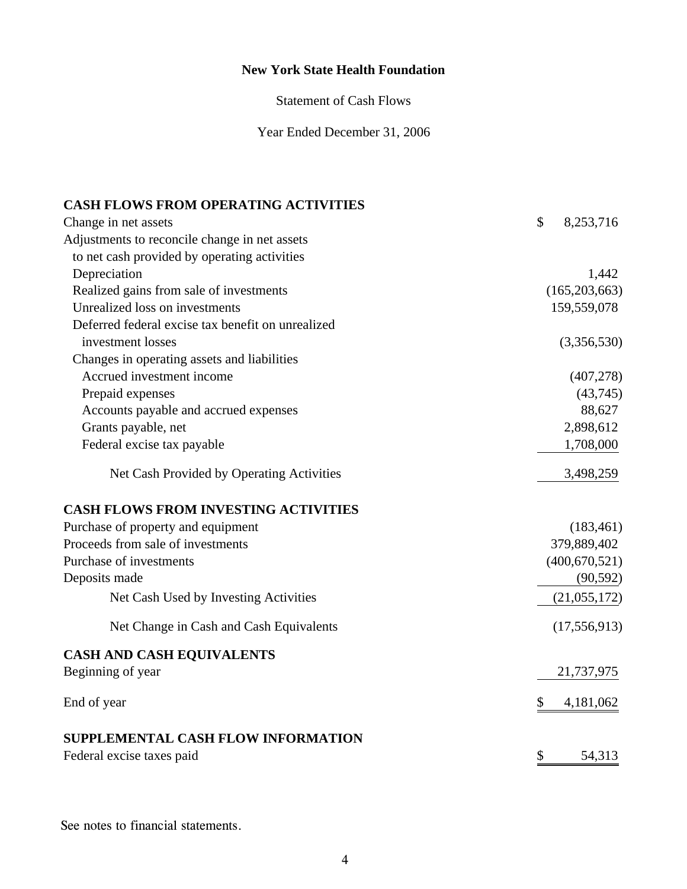**New York State Health Foundation**

Statement of Cash Flows

Year Ended December 31, 2006

| | |
|---|---|
| **CASH FLOWS FROM OPERATING ACTIVITIES** | |
| Change in net assets | $ 8,253,716 |
| Adjustments to reconcile change in net assets to net cash provided by operating activities | |
| Depreciation | 1,442 |
| Realized gains from sale of investments | (165,203,663) |
| Unrealized loss on investments | 159,559,078 |
| Deferred federal excise tax benefit on unrealized investment losses | (3,356,530) |
| Changes in operating assets and liabilities | |
| Accrued investment income | (407,278) |
| Prepaid expenses | (43,745) |
| Accounts payable and accrued expenses | 88,627 |
| Grants payable, net | 2,898,612 |
| Federal excise tax payable | 1,708,000 |
| Net Cash Provided by Operating Activities | 3,498,259 |
| **CASH FLOWS FROM INVESTING ACTIVITIES** | |
| Purchase of property and equipment | (183,461) |
| Proceeds from sale of investments | 379,889,402 |
| Purchase of investments | (400,670,521) |
| Deposits made | (90,592) |
| Net Cash Used by Investing Activities | (21,055,172) |
| Net Change in Cash and Cash Equivalents | (17,556,913) |
| **CASH AND CASH EQUIVALENTS** | |
| Beginning of year | 21,737,975 |
| End of year | $ 4,181,062 |
| **SUPPLEMENTAL CASH FLOW INFORMATION** | |
| Federal excise taxes paid | $ 54,313 |

See notes to financial statements.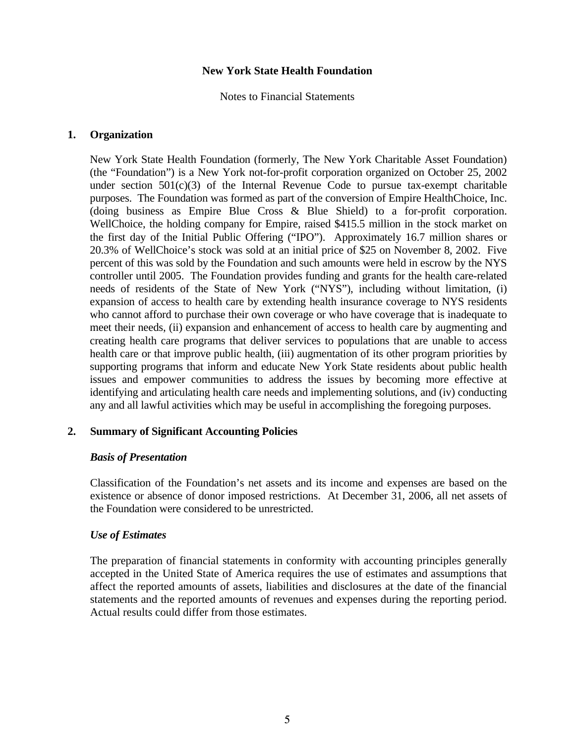# New York State Health Foundation

Notes to Financial Statements

## 1. Organization

New York State Health Foundation (formerly, The New York Charitable Asset Foundation) (the "Foundation") is a New York not-for-profit corporation organized on October 25, 2002 under section 501(c)(3) of the Internal Revenue Code to pursue tax-exempt charitable purposes. The Foundation was formed as part of the conversion of Empire HealthChoice, Inc. (doing business as Empire Blue Cross & Blue Shield) to a for-profit corporation. WellChoice, the holding company for Empire, raised $415.5 million in the stock market on the first day of the Initial Public Offering ("IPO"). Approximately 16.7 million shares or 20.3% of WellChoice's stock was sold at an initial price of $25 on November 8, 2002. Five percent of this was sold by the Foundation and such amounts were held in escrow by the NYS controller until 2005. The Foundation provides funding and grants for the health care-related needs of residents of the State of New York ("NYS"), including without limitation, (i) expansion of access to health care by extending health insurance coverage to NYS residents who cannot afford to purchase their own coverage or who have coverage that is inadequate to meet their needs, (ii) expansion and enhancement of access to health care by augmenting and creating health care programs that deliver services to populations that are unable to access health care or that improve public health, (iii) augmentation of its other program priorities by supporting programs that inform and educate New York State residents about public health issues and empower communities to address the issues by becoming more effective at identifying and articulating health care needs and implementing solutions, and (iv) conducting any and all lawful activities which may be useful in accomplishing the foregoing purposes.

## 2. Summary of Significant Accounting Policies

### *Basis of Presentation*

Classification of the Foundation's net assets and its income and expenses are based on the existence or absence of donor imposed restrictions. At December 31, 2006, all net assets of the Foundation were considered to be unrestricted.

### *Use of Estimates*

The preparation of financial statements in conformity with accounting principles generally accepted in the United State of America requires the use of estimates and assumptions that affect the reported amounts of assets, liabilities and disclosures at the date of the financial statements and the reported amounts of revenues and expenses during the reporting period. Actual results could differ from those estimates.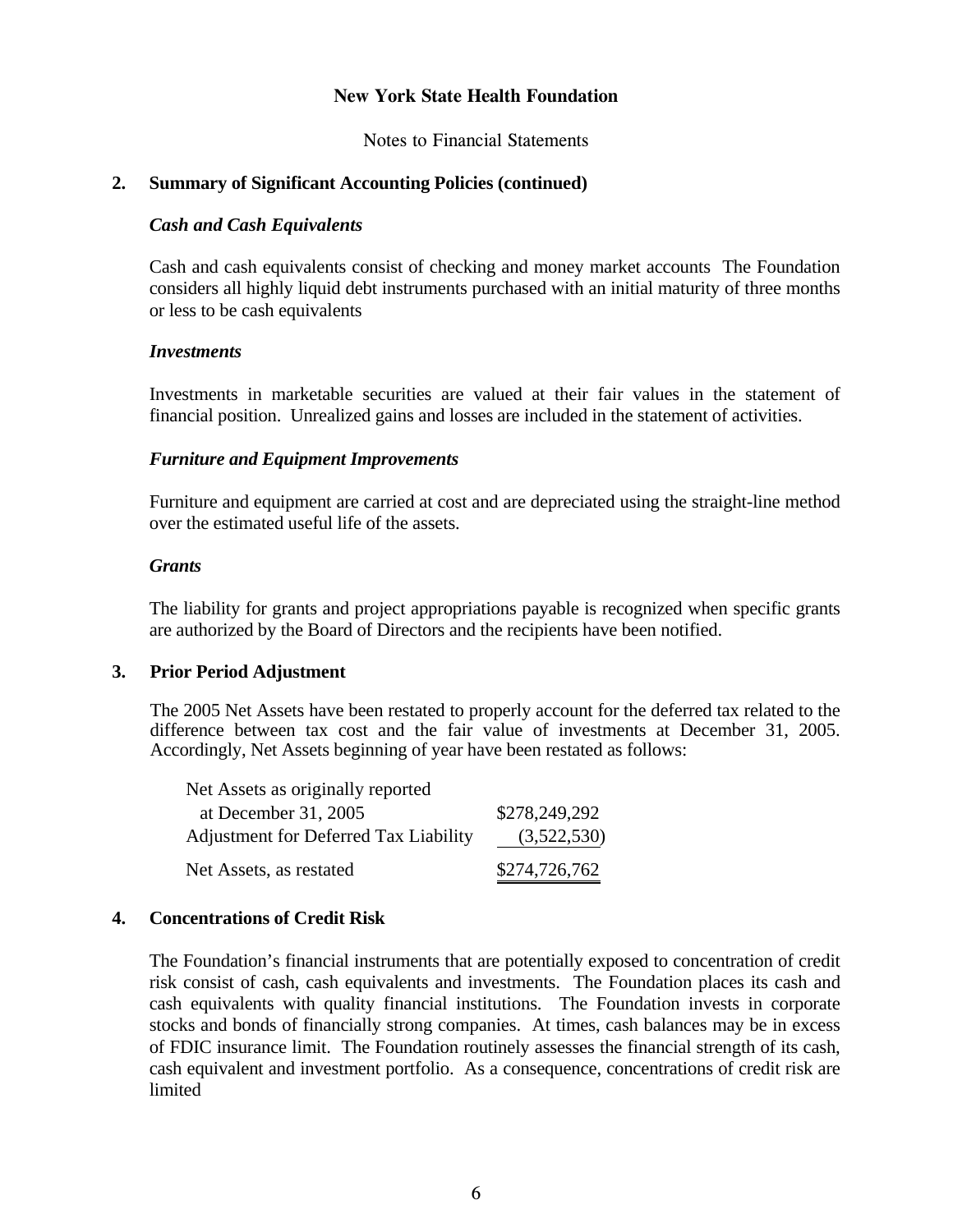**New York State Health Foundation**

Notes to Financial Statements

**2. Summary of Significant Accounting Policies (continued)**

***Cash and Cash Equivalents***

Cash and cash equivalents consist of checking and money market accounts The Foundation considers all highly liquid debt instruments purchased with an initial maturity of three months or less to be cash equivalents

***Investments***

Investments in marketable securities are valued at their fair values in the statement of financial position. Unrealized gains and losses are included in the statement of activities.

***Furniture and Equipment Improvements***

Furniture and equipment are carried at cost and are depreciated using the straight-line method over the estimated useful life of the assets.

***Grants***

The liability for grants and project appropriations payable is recognized when specific grants are authorized by the Board of Directors and the recipients have been notified.

**3. Prior Period Adjustment**

The 2005 Net Assets have been restated to properly account for the deferred tax related to the difference between tax cost and the fair value of investments at December 31, 2005. Accordingly, Net Assets beginning of year have been restated as follows:

| | |
|---|---|
| Net Assets as originally reported at December 31, 2005 | $278,249,292 |
| Adjustment for Deferred Tax Liability | (3,522,530) |
| Net Assets, as restated | $274,726,762 |

**4. Concentrations of Credit Risk**

The Foundation's financial instruments that are potentially exposed to concentration of credit risk consist of cash, cash equivalents and investments. The Foundation places its cash and cash equivalents with quality financial institutions. The Foundation invests in corporate stocks and bonds of financially strong companies. At times, cash balances may be in excess of FDIC insurance limit. The Foundation routinely assesses the financial strength of its cash, cash equivalent and investment portfolio. As a consequence, concentrations of credit risk are limited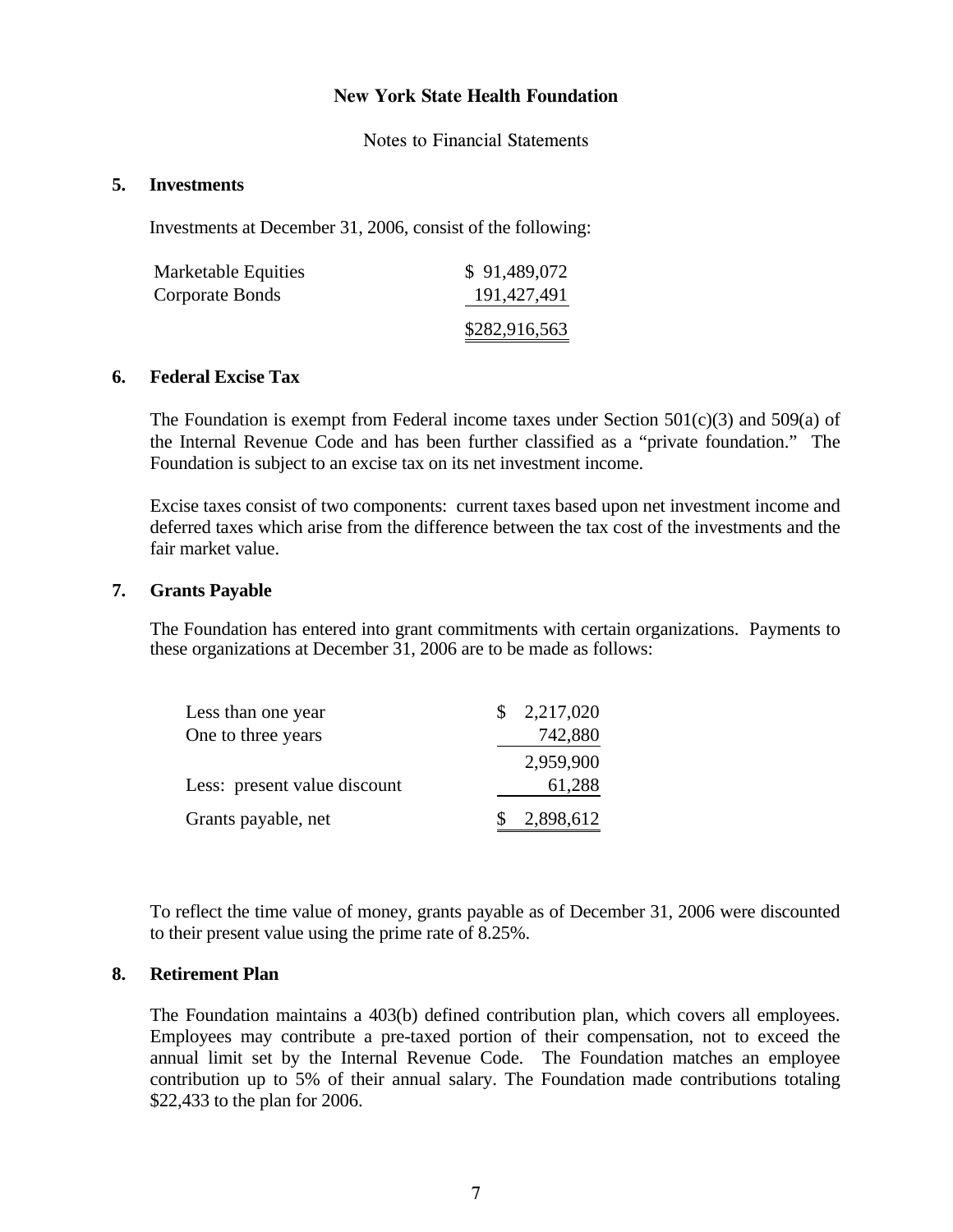**New York State Health Foundation**

Notes to Financial Statements

## 5. Investments

Investments at December 31, 2006, consist of the following:

| | |
|---|---|
| Marketable Equities | $ 91,489,072 |
| Corporate Bonds | 191,427,491 |
| | $282,916,563 |

## 6. Federal Excise Tax

The Foundation is exempt from Federal income taxes under Section 501(c)(3) and 509(a) of the Internal Revenue Code and has been further classified as a "private foundation." The Foundation is subject to an excise tax on its net investment income.

Excise taxes consist of two components: current taxes based upon net investment income and deferred taxes which arise from the difference between the tax cost of the investments and the fair market value.

## 7. Grants Payable

The Foundation has entered into grant commitments with certain organizations. Payments to these organizations at December 31, 2006 are to be made as follows:

| | |
|---|---|
| Less than one year | $ 2,217,020 |
| One to three years | 742,880 |
| | 2,959,900 |
| Less: present value discount | 61,288 |
| Grants payable, net | $ 2,898,612 |

To reflect the time value of money, grants payable as of December 31, 2006 were discounted to their present value using the prime rate of 8.25%.

## 8. Retirement Plan

The Foundation maintains a 403(b) defined contribution plan, which covers all employees. Employees may contribute a pre-taxed portion of their compensation, not to exceed the annual limit set by the Internal Revenue Code. The Foundation matches an employee contribution up to 5% of their annual salary. The Foundation made contributions totaling $22,433 to the plan for 2006.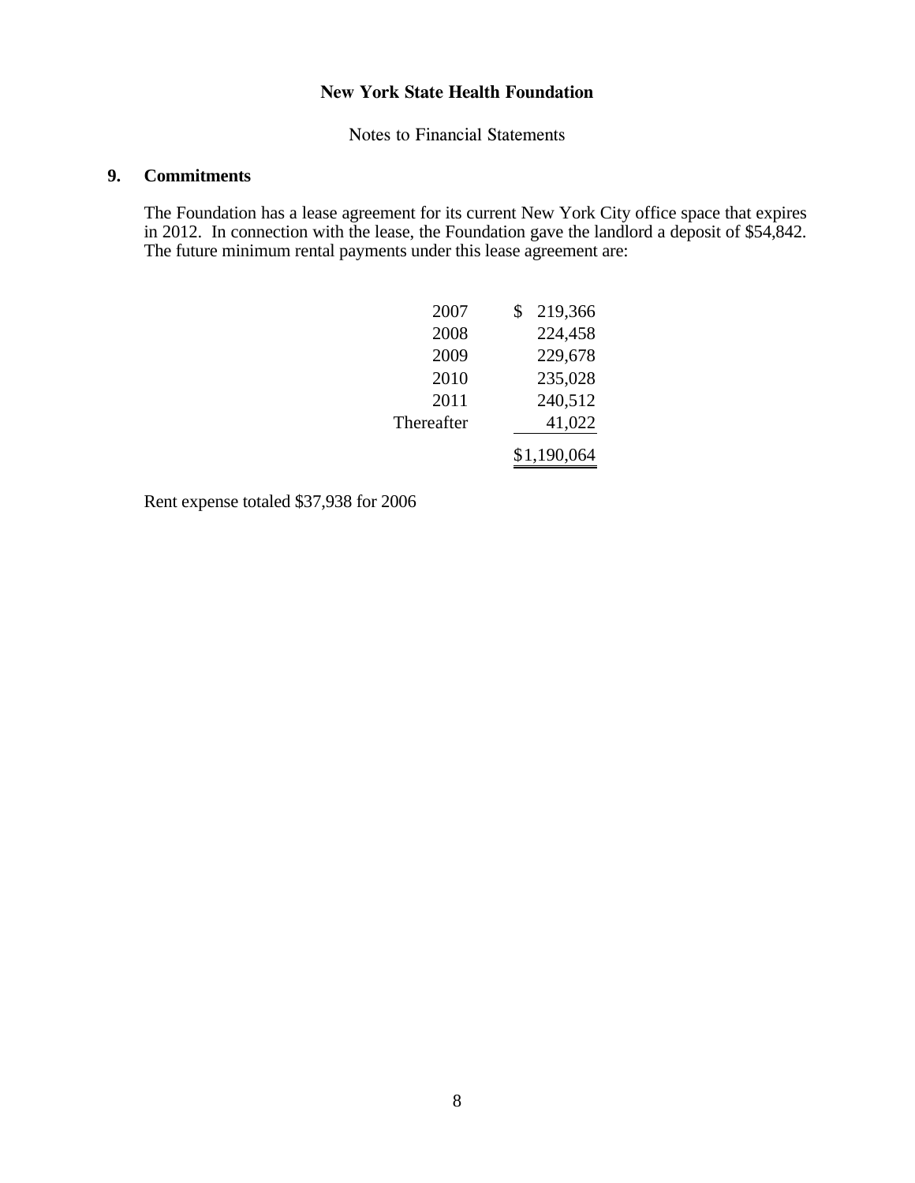**New York State Health Foundation**

Notes to Financial Statements

## 9. Commitments

The Foundation has a lease agreement for its current New York City office space that expires in 2012. In connection with the lease, the Foundation gave the landlord a deposit of $54,842. The future minimum rental payments under this lease agreement are:

| | |
|---|---|
| 2007 | $ 219,366 |
| 2008 | 224,458 |
| 2009 | 229,678 |
| 2010 | 235,028 |
| 2011 | 240,512 |
| Thereafter | 41,022 |
| | $1,190,064 |

Rent expense totaled $37,938 for 2006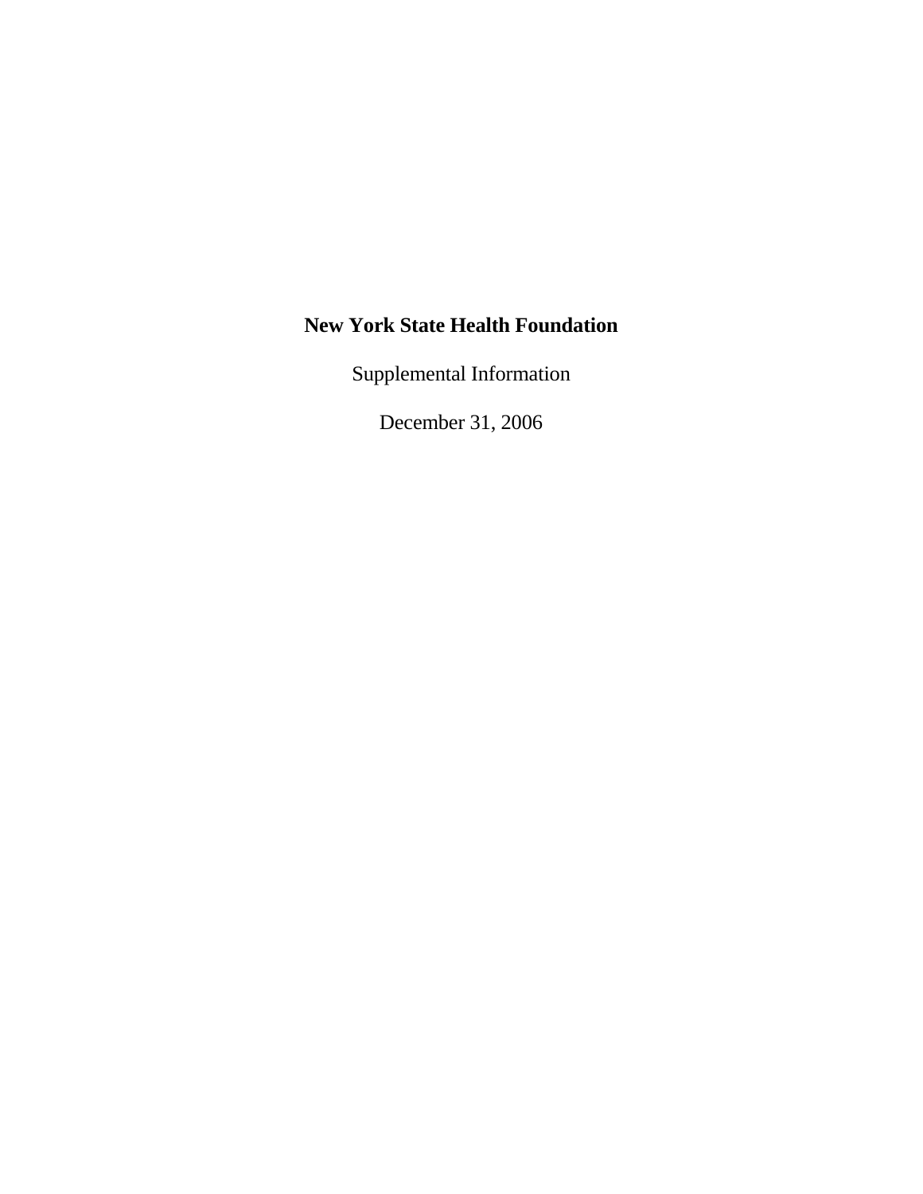**New York State Health Foundation**

Supplemental Information

December 31, 2006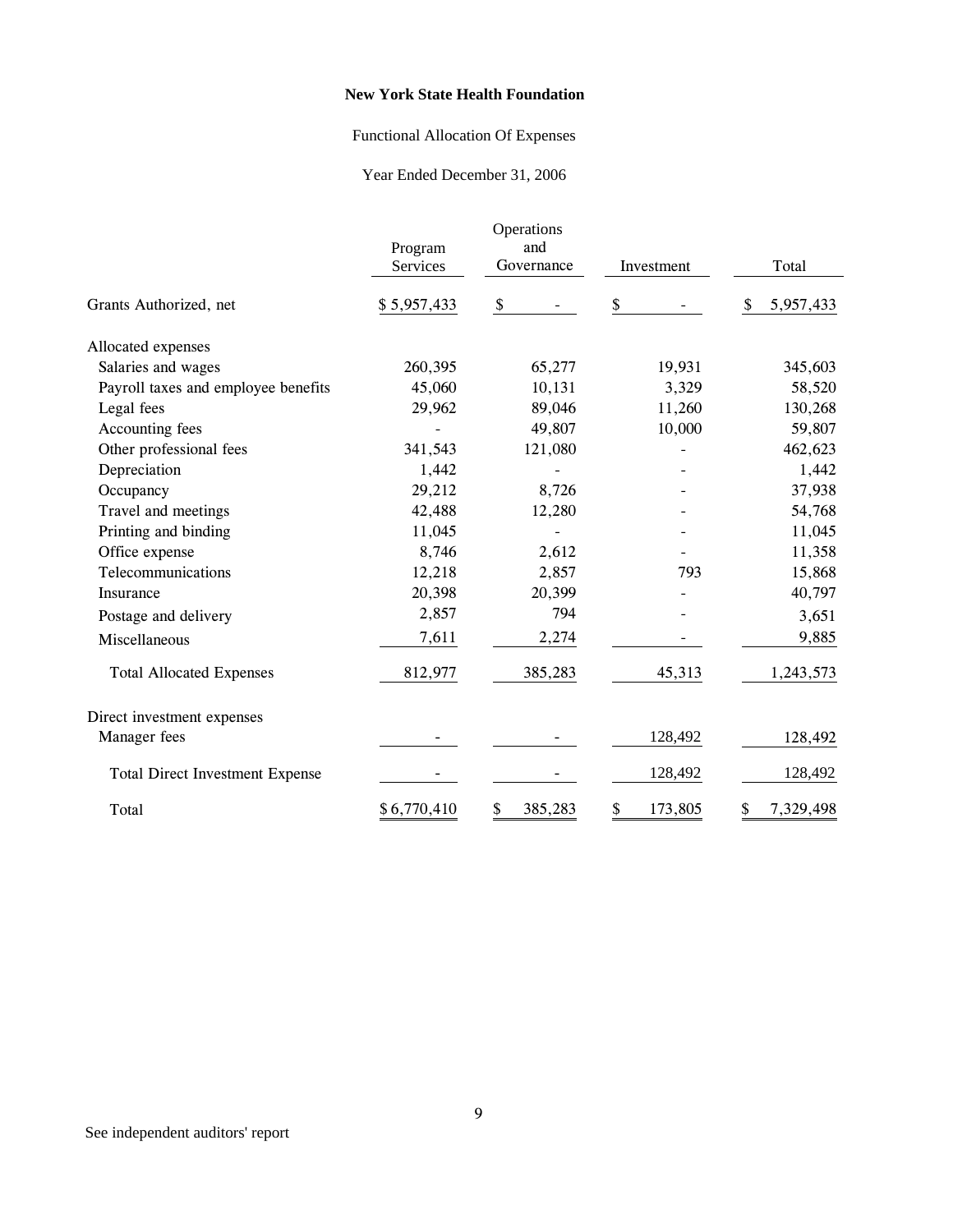**New York State Health Foundation**

Functional Allocation Of Expenses

Year Ended December 31, 2006

| | Program Services | Operations and Governance | Investment | Total |
|---|---|---|---|---|
| Grants Authorized, net | $ 5,957,433 | $ - | $ - | $ 5,957,433 |
| Allocated expenses | | | | |
| Salaries and wages | 260,395 | 65,277 | 19,931 | 345,603 |
| Payroll taxes and employee benefits | 45,060 | 10,131 | 3,329 | 58,520 |
| Legal fees | 29,962 | 89,046 | 11,260 | 130,268 |
| Accounting fees | - | 49,807 | 10,000 | 59,807 |
| Other professional fees | 341,543 | 121,080 | - | 462,623 |
| Depreciation | 1,442 | - | - | 1,442 |
| Occupancy | 29,212 | 8,726 | - | 37,938 |
| Travel and meetings | 42,488 | 12,280 | - | 54,768 |
| Printing and binding | 11,045 | - | - | 11,045 |
| Office expense | 8,746 | 2,612 | - | 11,358 |
| Telecommunications | 12,218 | 2,857 | 793 | 15,868 |
| Insurance | 20,398 | 20,399 | - | 40,797 |
| Postage and delivery | 2,857 | 794 | - | 3,651 |
| Miscellaneous | 7,611 | 2,274 | - | 9,885 |
| Total Allocated Expenses | 812,977 | 385,283 | 45,313 | 1,243,573 |
| Direct investment expenses | | | | |
| Manager fees | - | - | 128,492 | 128,492 |
| Total Direct Investment Expense | - | - | 128,492 | 128,492 |
| Total | $ 6,770,410 | $ 385,283 | $ 173,805 | $ 7,329,498 |

See independent auditors' report